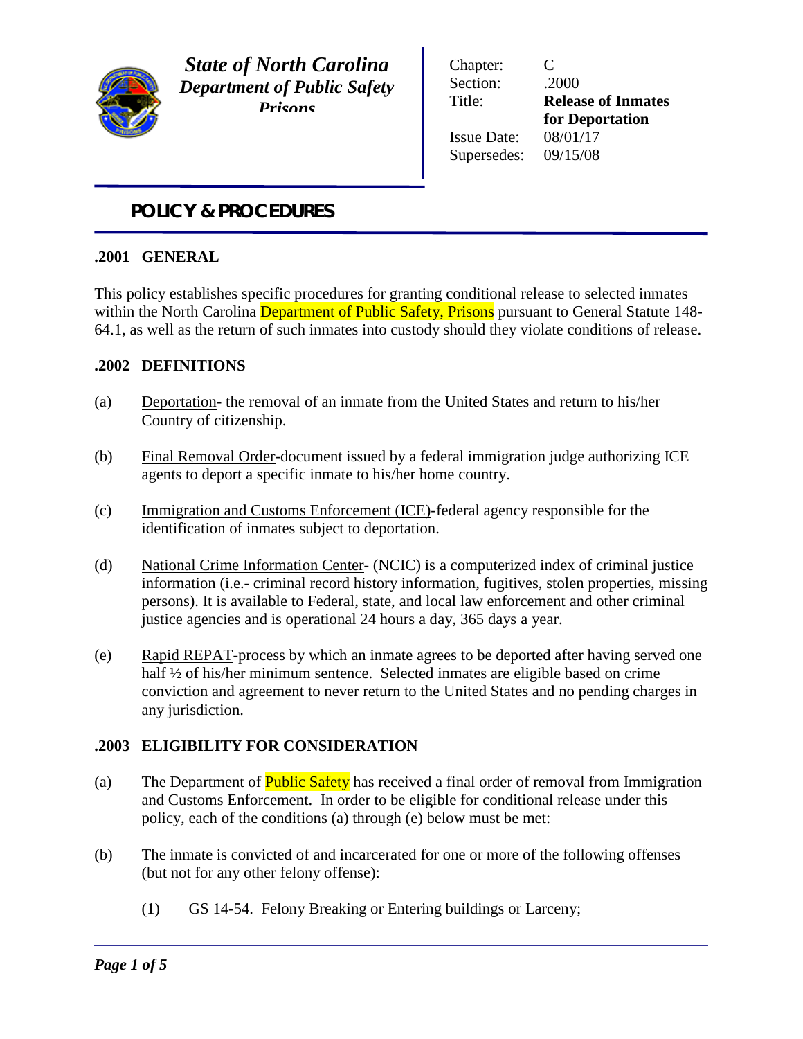**State of North Carolina**
***Department of Public Safety***
***Prisons***

| | |
|---|---|
| Chapter: | C |
| Section: | .2000 |
| Title: | **Release of Inmates for Deportation** |
| Issue Date: | 08/01/17 |
| Supersedes: | 09/15/08 |

# POLICY & PROCEDURES

## .2001 GENERAL

This policy establishes specific procedures for granting conditional release to selected inmates within the North Carolina Department of Public Safety, Prisons pursuant to General Statute 148-64.1, as well as the return of such inmates into custody should they violate conditions of release.

## .2002 DEFINITIONS

(a) Deportation- the removal of an inmate from the United States and return to his/her Country of citizenship.

(b) Final Removal Order-document issued by a federal immigration judge authorizing ICE agents to deport a specific inmate to his/her home country.

(c) Immigration and Customs Enforcement (ICE)-federal agency responsible for the identification of inmates subject to deportation.

(d) National Crime Information Center- (NCIC) is a computerized index of criminal justice information (i.e.- criminal record history information, fugitives, stolen properties, missing persons). It is available to Federal, state, and local law enforcement and other criminal justice agencies and is operational 24 hours a day, 365 days a year.

(e) Rapid REPAT-process by which an inmate agrees to be deported after having served one half ½ of his/her minimum sentence. Selected inmates are eligible based on crime conviction and agreement to never return to the United States and no pending charges in any jurisdiction.

## .2003 ELIGIBILITY FOR CONSIDERATION

(a) The Department of Public Safety has received a final order of removal from Immigration and Customs Enforcement. In order to be eligible for conditional release under this policy, each of the conditions (a) through (e) below must be met:

(b) The inmate is convicted of and incarcerated for one or more of the following offenses (but not for any other felony offense):

(1) GS 14-54. Felony Breaking or Entering buildings or Larceny;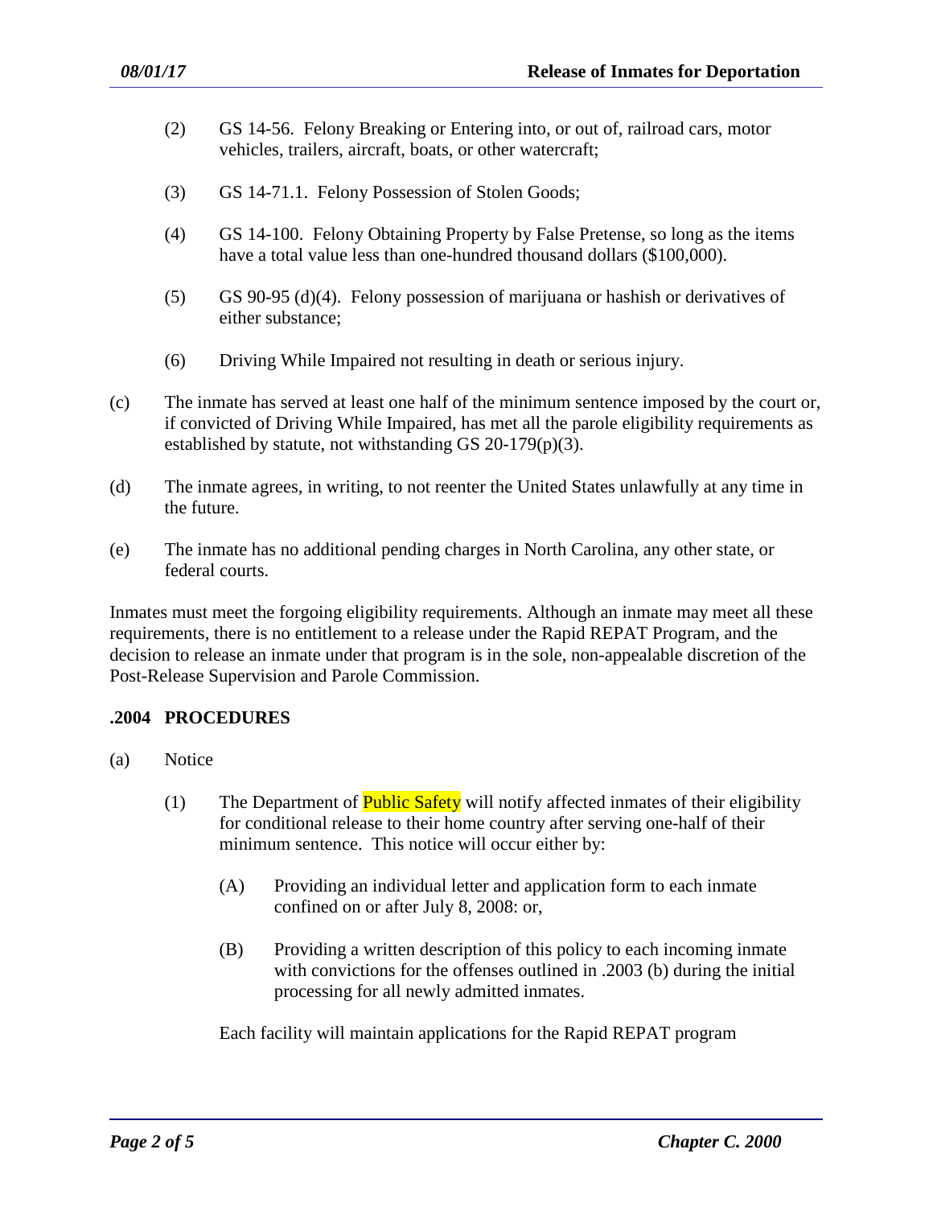(2) GS 14-56. Felony Breaking or Entering into, or out of, railroad cars, motor vehicles, trailers, aircraft, boats, or other watercraft;

(3) GS 14-71.1. Felony Possession of Stolen Goods;

(4) GS 14-100. Felony Obtaining Property by False Pretense, so long as the items have a total value less than one-hundred thousand dollars ($100,000).

(5) GS 90-95 (d)(4). Felony possession of marijuana or hashish or derivatives of either substance;

(6) Driving While Impaired not resulting in death or serious injury.

(c) The inmate has served at least one half of the minimum sentence imposed by the court or, if convicted of Driving While Impaired, has met all the parole eligibility requirements as established by statute, not withstanding GS 20-179(p)(3).

(d) The inmate agrees, in writing, to not reenter the United States unlawfully at any time in the future.

(e) The inmate has no additional pending charges in North Carolina, any other state, or federal courts.

Inmates must meet the forgoing eligibility requirements. Although an inmate may meet all these requirements, there is no entitlement to a release under the Rapid REPAT Program, and the decision to release an inmate under that program is in the sole, non-appealable discretion of the Post-Release Supervision and Parole Commission.

## .2004 PROCEDURES

(a) Notice

(1) The Department of Public Safety will notify affected inmates of their eligibility for conditional release to their home country after serving one-half of their minimum sentence. This notice will occur either by:

(A) Providing an individual letter and application form to each inmate confined on or after July 8, 2008: or,

(B) Providing a written description of this policy to each incoming inmate with convictions for the offenses outlined in .2003 (b) during the initial processing for all newly admitted inmates.

Each facility will maintain applications for the Rapid REPAT program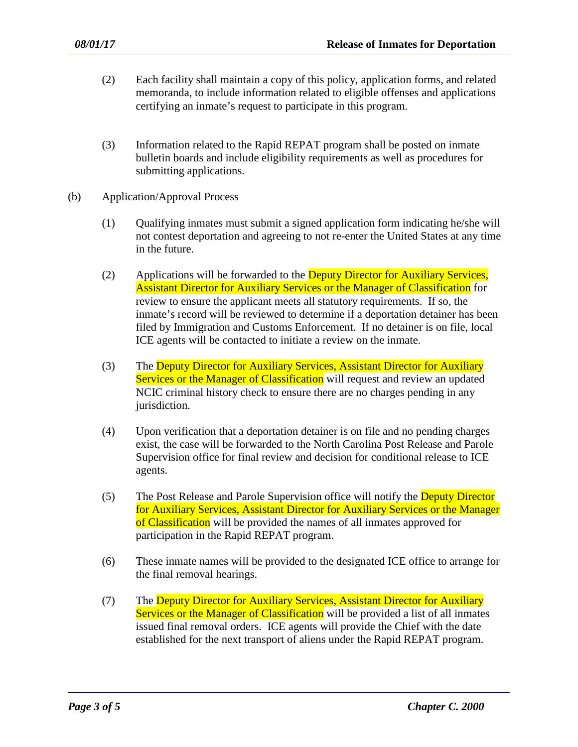(2) Each facility shall maintain a copy of this policy, application forms, and related memoranda, to include information related to eligible offenses and applications certifying an inmate's request to participate in this program.

(3) Information related to the Rapid REPAT program shall be posted on inmate bulletin boards and include eligibility requirements as well as procedures for submitting applications.

(b) Application/Approval Process

(1) Qualifying inmates must submit a signed application form indicating he/she will not contest deportation and agreeing to not re-enter the United States at any time in the future.

(2) Applications will be forwarded to the Deputy Director for Auxiliary Services, Assistant Director for Auxiliary Services or the Manager of Classification for review to ensure the applicant meets all statutory requirements. If so, the inmate's record will be reviewed to determine if a deportation detainer has been filed by Immigration and Customs Enforcement. If no detainer is on file, local ICE agents will be contacted to initiate a review on the inmate.

(3) The Deputy Director for Auxiliary Services, Assistant Director for Auxiliary Services or the Manager of Classification will request and review an updated NCIC criminal history check to ensure there are no charges pending in any jurisdiction.

(4) Upon verification that a deportation detainer is on file and no pending charges exist, the case will be forwarded to the North Carolina Post Release and Parole Supervision office for final review and decision for conditional release to ICE agents.

(5) The Post Release and Parole Supervision office will notify the Deputy Director for Auxiliary Services, Assistant Director for Auxiliary Services or the Manager of Classification will be provided the names of all inmates approved for participation in the Rapid REPAT program.

(6) These inmate names will be provided to the designated ICE office to arrange for the final removal hearings.

(7) The Deputy Director for Auxiliary Services, Assistant Director for Auxiliary Services or the Manager of Classification will be provided a list of all inmates issued final removal orders. ICE agents will provide the Chief with the date established for the next transport of aliens under the Rapid REPAT program.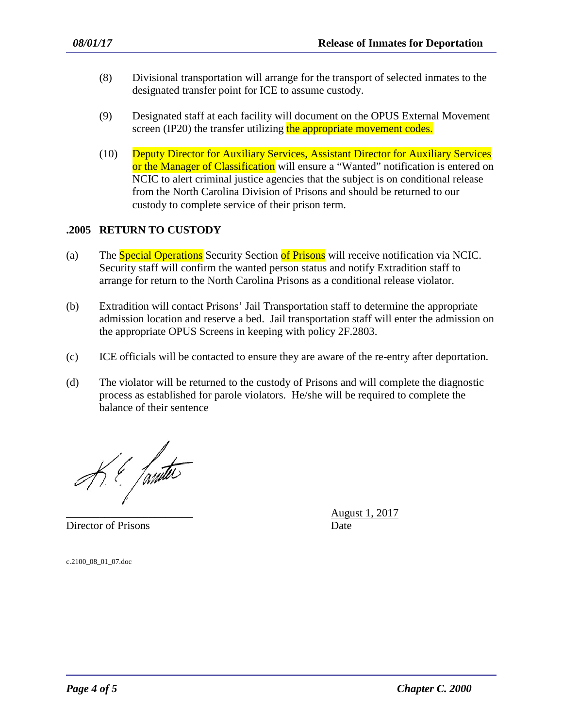(8) Divisional transportation will arrange for the transport of selected inmates to the designated transfer point for ICE to assume custody.

(9) Designated staff at each facility will document on the OPUS External Movement screen (IP20) the transfer utilizing the appropriate movement codes.

(10) Deputy Director for Auxiliary Services, Assistant Director for Auxiliary Services or the Manager of Classification will ensure a "Wanted" notification is entered on NCIC to alert criminal justice agencies that the subject is on conditional release from the North Carolina Division of Prisons and should be returned to our custody to complete service of their prison term.

### .2005 RETURN TO CUSTODY

(a) The Special Operations Security Section of Prisons will receive notification via NCIC. Security staff will confirm the wanted person status and notify Extradition staff to arrange for return to the North Carolina Prisons as a conditional release violator.

(b) Extradition will contact Prisons' Jail Transportation staff to determine the appropriate admission location and reserve a bed. Jail transportation staff will enter the admission on the appropriate OPUS Screens in keeping with policy 2F.2803.

(c) ICE officials will be contacted to ensure they are aware of the re-entry after deportation.

(d) The violator will be returned to the custody of Prisons and will complete the diagnostic process as established for parole violators. He/she will be required to complete the balance of their sentence

_______________________ 
Director of Prisons

August 1, 2017 
Date

c.2100_08_01_07.doc